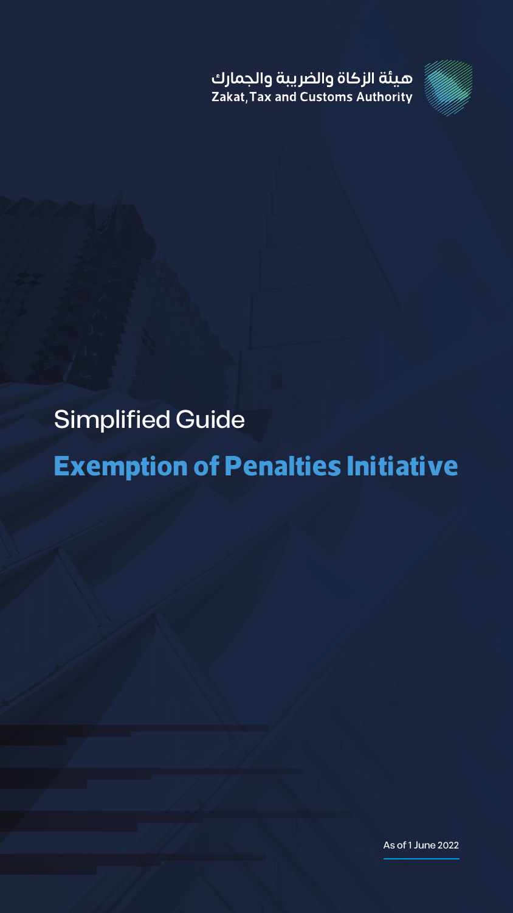هيئة الزكاة والضريبة والجمارك
Zakat, Tax and Customs Authority

Simplified Guide

# Exemption of Penalties Initiative

As of 1 June 2022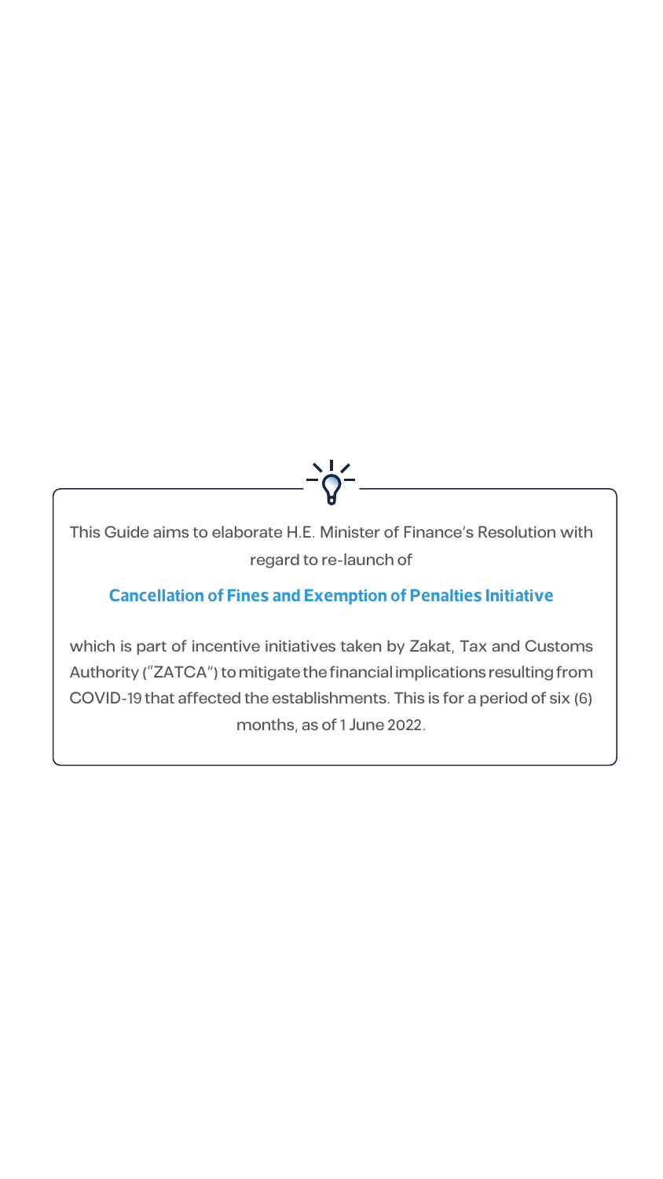This Guide aims to elaborate H.E. Minister of Finance's Resolution with regard to re-launch of

**Cancellation of Fines and Exemption of Penalties Initiative**

which is part of incentive initiatives taken by Zakat, Tax and Customs Authority ("ZATCA") to mitigate the financial implications resulting from COVID-19 that affected the establishments. This is for a period of six (6) months, as of 1 June 2022.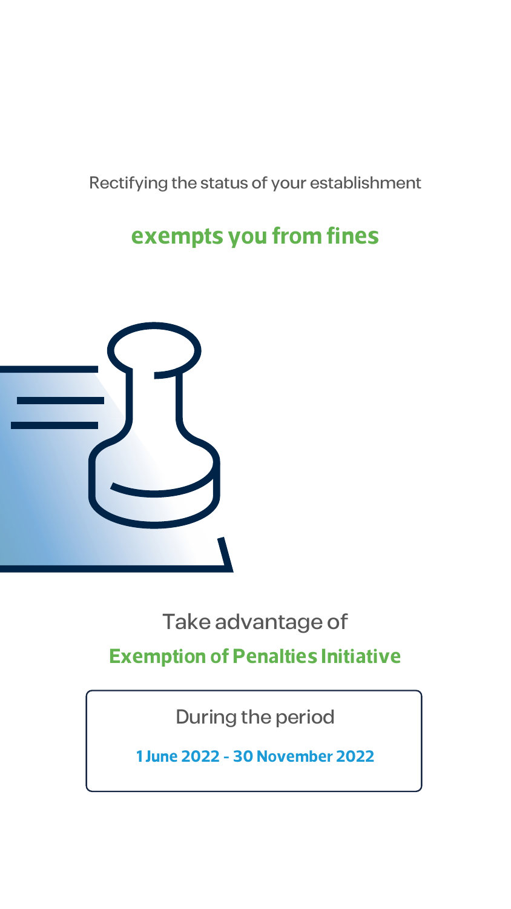Rectifying the status of your establishment

**exempts you from fines**

Take advantage of

**Exemption of Penalties Initiative**

During the period

**1 June 2022 - 30 November 2022**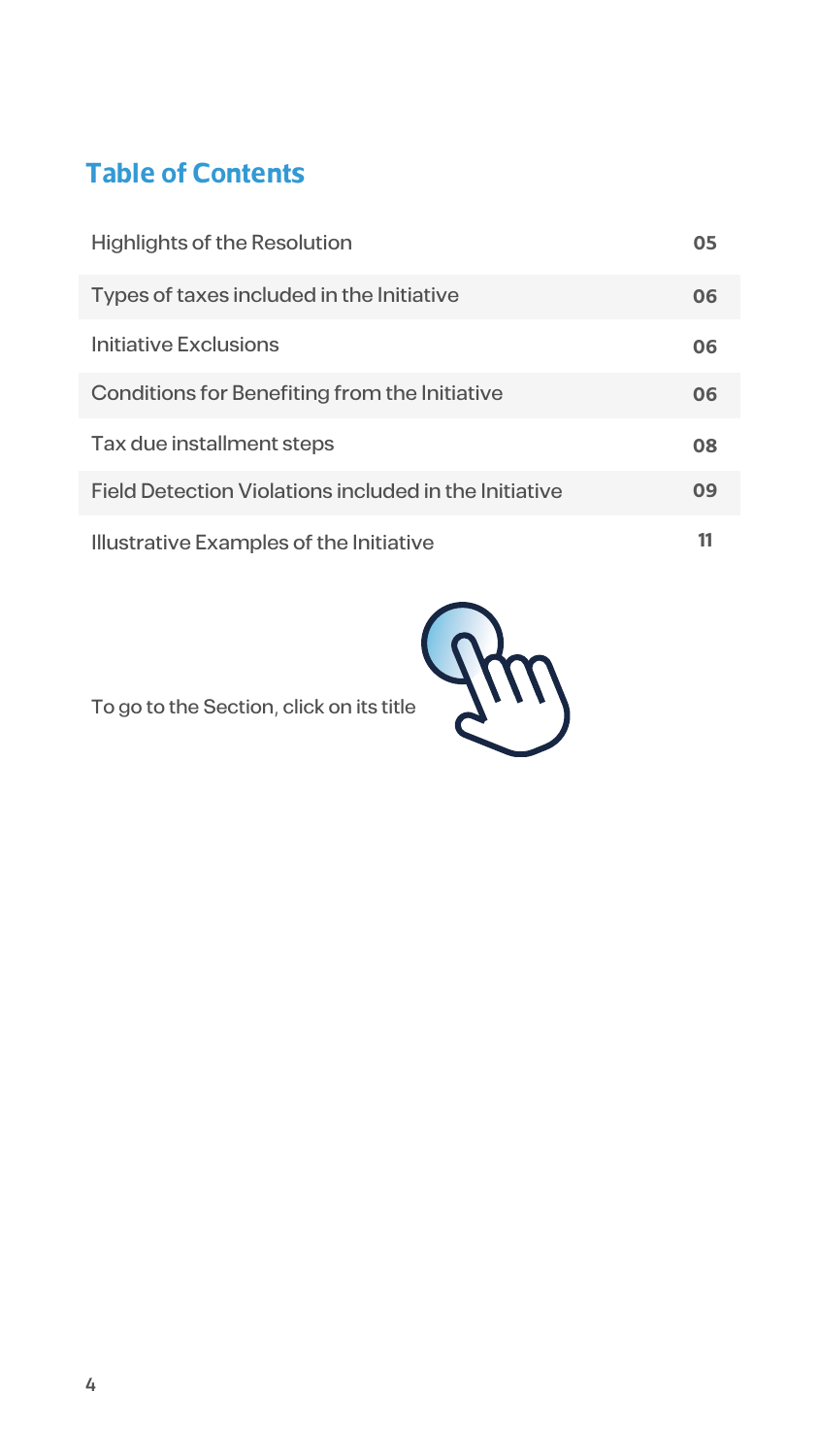## Table of Contents

| | |
|---|---|
| Highlights of the Resolution | 05 |
| Types of taxes included in the Initiative | 06 |
| Initiative Exclusions | 06 |
| Conditions for Benefiting from the Initiative | 06 |
| Tax due installment steps | 08 |
| Field Detection Violations included in the Initiative | 09 |
| Illustrative Examples of the Initiative | 11 |

To go to the Section, click on its title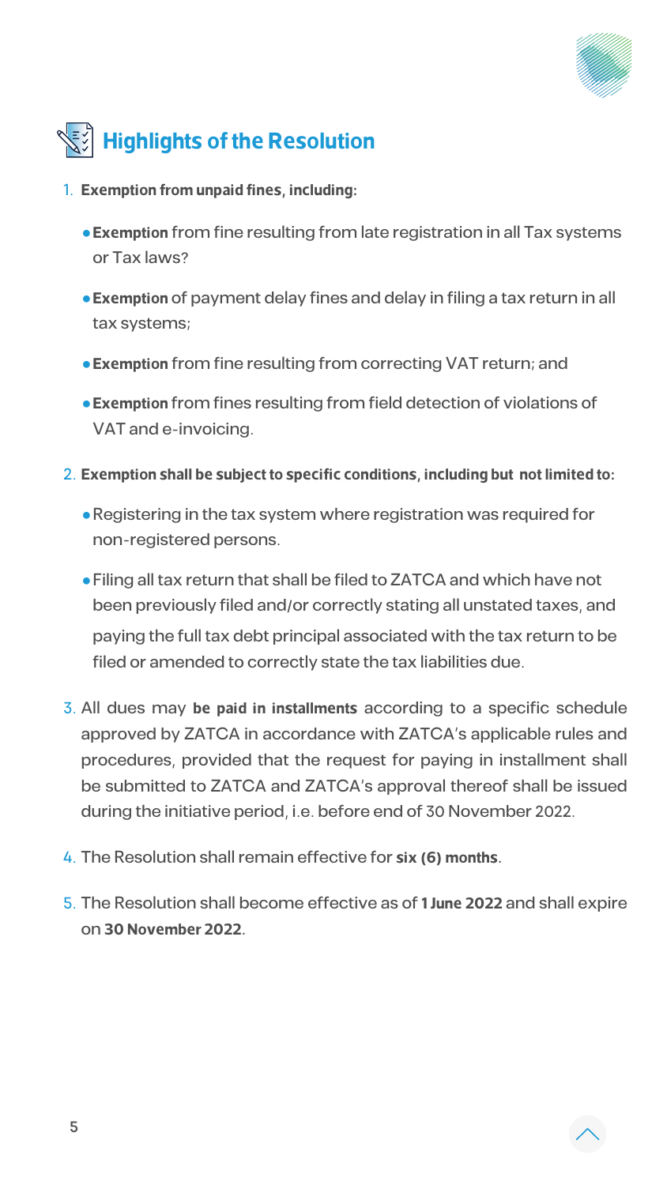## Highlights of the Resolution

1. **Exemption from unpaid fines, including:**
   - **Exemption** from fine resulting from late registration in all Tax systems or Tax laws?
   - **Exemption** of payment delay fines and delay in filing a tax return in all tax systems;
   - **Exemption** from fine resulting from correcting VAT return; and
   - **Exemption** from fines resulting from field detection of violations of VAT and e-invoicing.
2. **Exemption shall be subject to specific conditions, including but not limited to:**
   - Registering in the tax system where registration was required for non-registered persons.
   - Filing all tax return that shall be filed to ZATCA and which have not been previously filed and/or correctly stating all unstated taxes, and paying the full tax debt principal associated with the tax return to be filed or amended to correctly state the tax liabilities due.
3. All dues may **be paid in installments** according to a specific schedule approved by ZATCA in accordance with ZATCA's applicable rules and procedures, provided that the request for paying in installment shall be submitted to ZATCA and ZATCA's approval thereof shall be issued during the initiative period, i.e. before end of 30 November 2022.
4. The Resolution shall remain effective for **six (6) months**.
5. The Resolution shall become effective as of **1 June 2022** and shall expire on **30 November 2022**.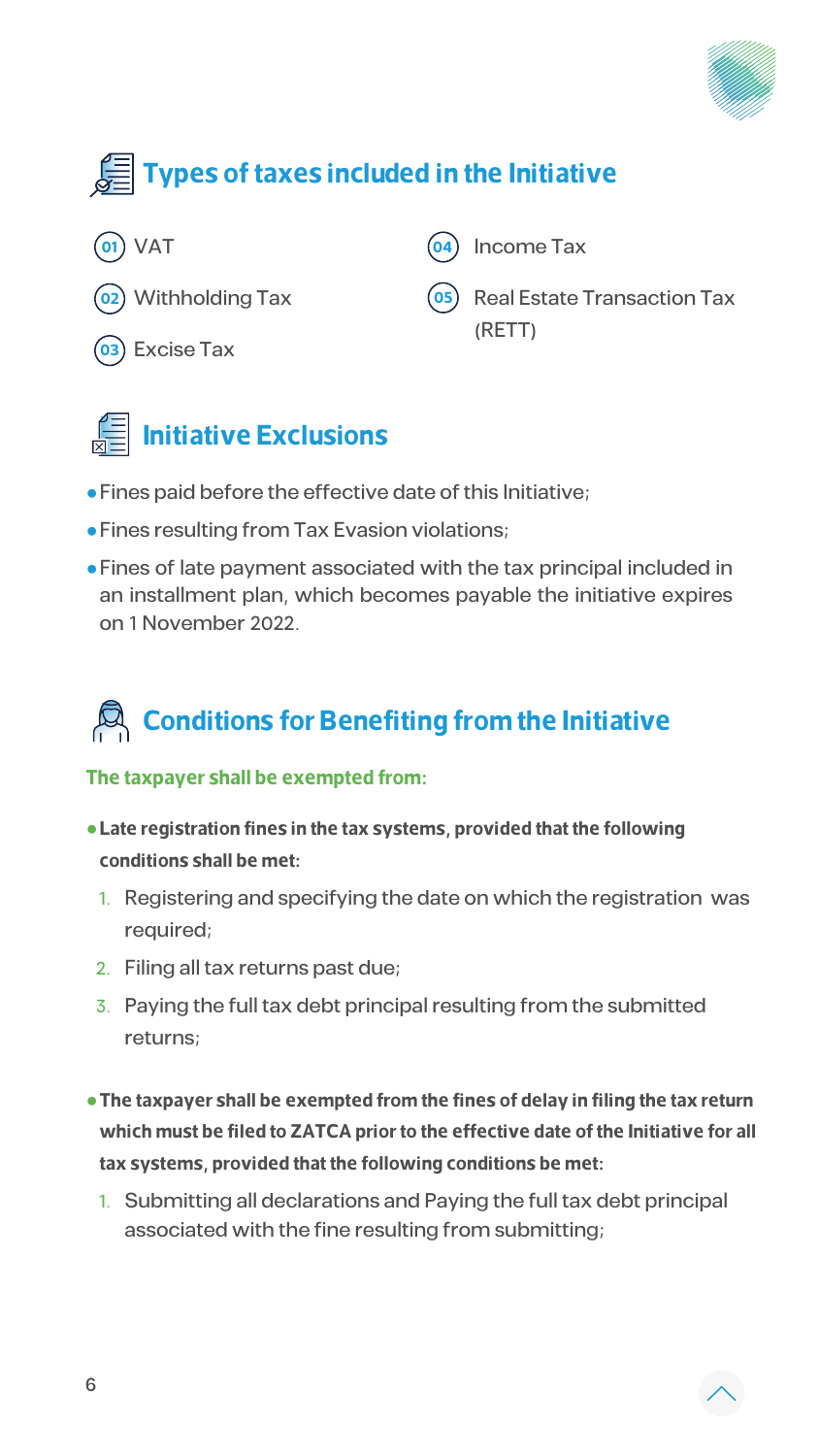## Types of taxes included in the Initiative

01. VAT
02. Withholding Tax
03. Excise Tax
04. Income Tax
05. Real Estate Transaction Tax (RETT)

## Initiative Exclusions

- Fines paid before the effective date of this Initiative;
- Fines resulting from Tax Evasion violations;
- Fines of late payment associated with the tax principal included in an installment plan, which becomes payable the initiative expires on 1 November 2022.

## Conditions for Benefiting from the Initiative

**The taxpayer shall be exempted from:**

- **Late registration fines in the tax systems, provided that the following conditions shall be met:**
  1. Registering and specifying the date on which the registration was required;
  2. Filing all tax returns past due;
  3. Paying the full tax debt principal resulting from the submitted returns;

- **The taxpayer shall be exempted from the fines of delay in filing the tax return which must be filed to ZATCA prior to the effective date of the Initiative for all tax systems, provided that the following conditions be met:**
  1. Submitting all declarations and Paying the full tax debt principal associated with the fine resulting from submitting;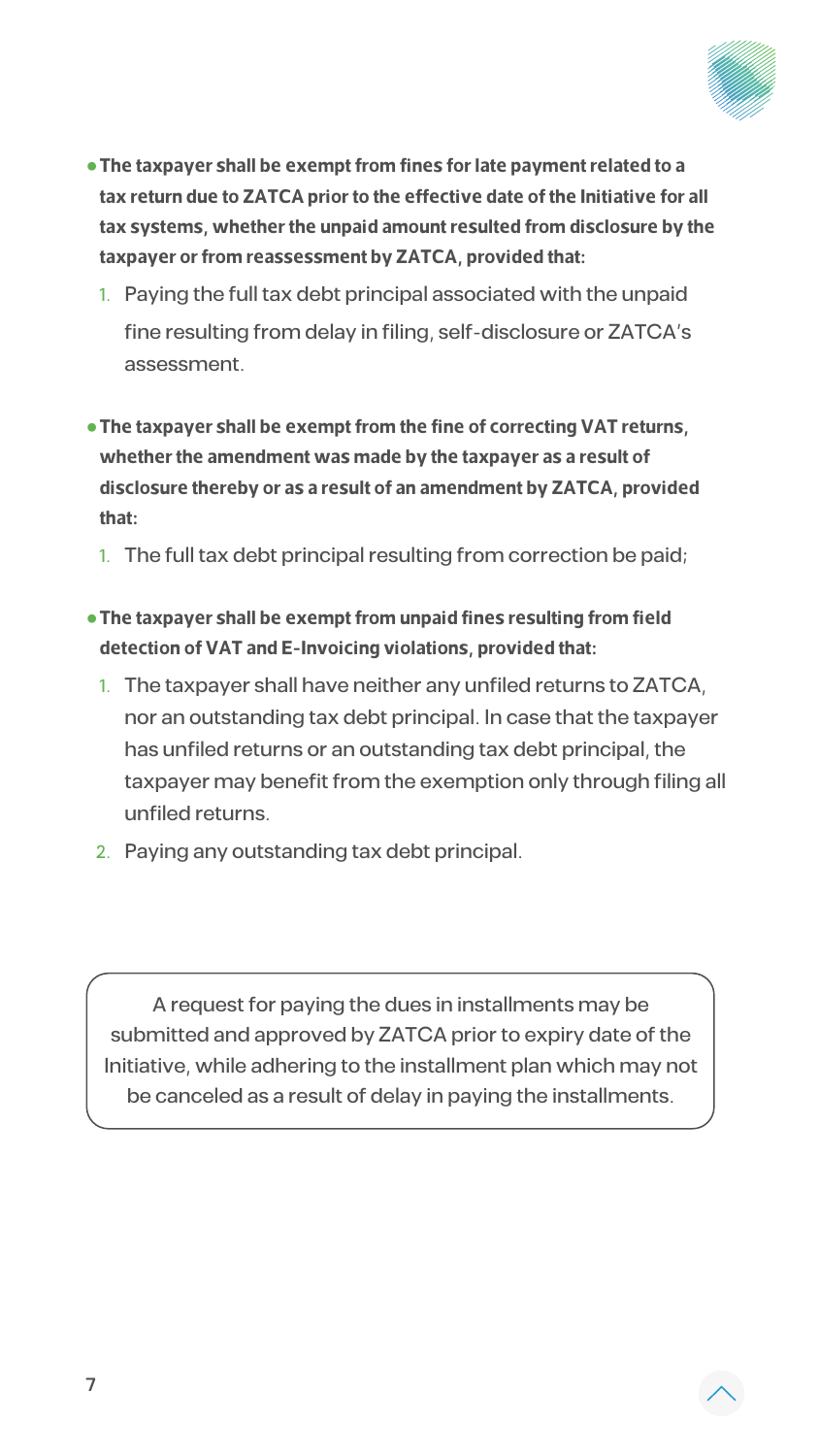- **The taxpayer shall be exempt from fines for late payment related to a tax return due to ZATCA prior to the effective date of the Initiative for all tax systems, whether the unpaid amount resulted from disclosure by the taxpayer or from reassessment by ZATCA, provided that:**
  1. Paying the full tax debt principal associated with the unpaid fine resulting from delay in filing, self-disclosure or ZATCA's assessment.

- **The taxpayer shall be exempt from the fine of correcting VAT returns, whether the amendment was made by the taxpayer as a result of disclosure thereby or as a result of an amendment by ZATCA, provided that:**
  1. The full tax debt principal resulting from correction be paid;

- **The taxpayer shall be exempt from unpaid fines resulting from field detection of VAT and E-Invoicing violations, provided that:**
  1. The taxpayer shall have neither any unfiled returns to ZATCA, nor an outstanding tax debt principal. In case that the taxpayer has unfiled returns or an outstanding tax debt principal, the taxpayer may benefit from the exemption only through filing all unfiled returns.
  2. Paying any outstanding tax debt principal.

A request for paying the dues in installments may be submitted and approved by ZATCA prior to expiry date of the Initiative, while adhering to the installment plan which may not be canceled as a result of delay in paying the installments.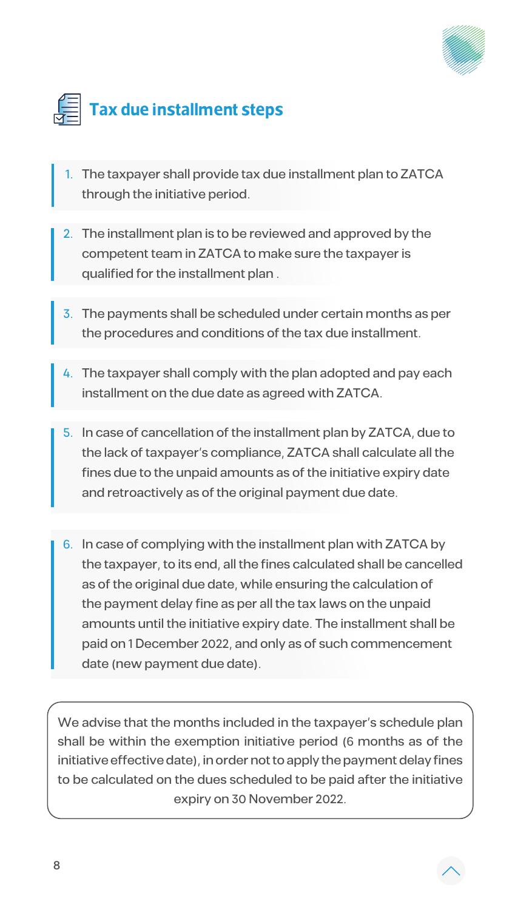## Tax due installment steps

1. The taxpayer shall provide tax due installment plan to ZATCA through the initiative period.
2. The installment plan is to be reviewed and approved by the competent team in ZATCA to make sure the taxpayer is qualified for the installment plan .
3. The payments shall be scheduled under certain months as per the procedures and conditions of the tax due installment.
4. The taxpayer shall comply with the plan adopted and pay each installment on the due date as agreed with ZATCA.
5. In case of cancellation of the installment plan by ZATCA, due to the lack of taxpayer's compliance, ZATCA shall calculate all the fines due to the unpaid amounts as of the initiative expiry date and retroactively as of the original payment due date.
6. In case of complying with the installment plan with ZATCA by the taxpayer, to its end, all the fines calculated shall be cancelled as of the original due date, while ensuring the calculation of the payment delay fine as per all the tax laws on the unpaid amounts until the initiative expiry date. The installment shall be paid on 1 December 2022, and only as of such commencement date (new payment due date).

We advise that the months included in the taxpayer's schedule plan shall be within the exemption initiative period (6 months as of the initiative effective date), in order not to apply the payment delay fines to be calculated on the dues scheduled to be paid after the initiative expiry on 30 November 2022.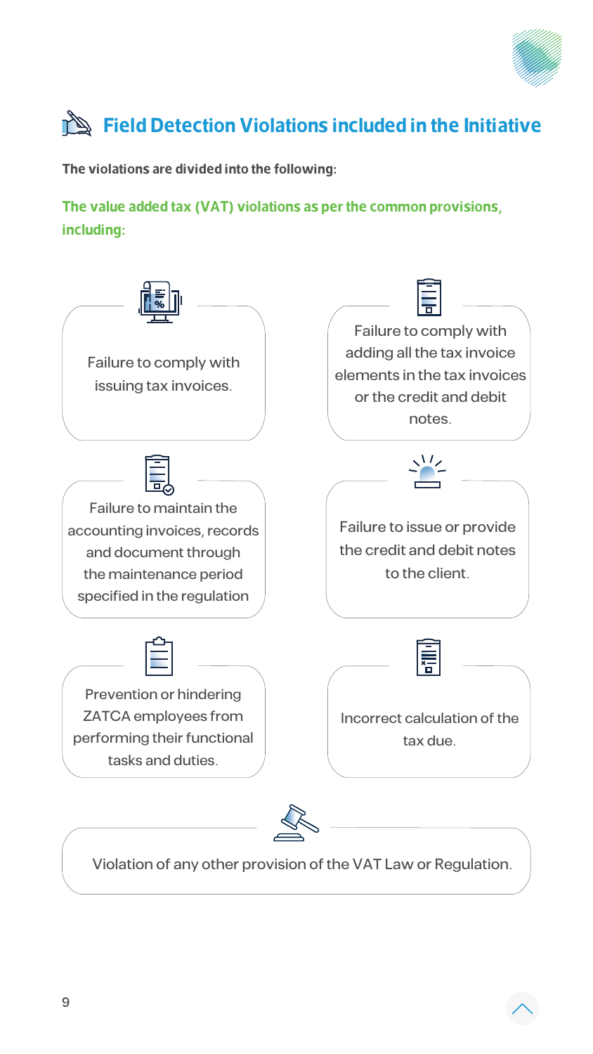## Field Detection Violations included in the Initiative

**The violations are divided into the following:**

**The value added tax (VAT) violations as per the common provisions, including:**

- Failure to comply with issuing tax invoices.
- Failure to comply with adding all the tax invoice elements in the tax invoices or the credit and debit notes.
- Failure to maintain the accounting invoices, records and document through the maintenance period specified in the regulation
- Failure to issue or provide the credit and debit notes to the client.
- Prevention or hindering ZATCA employees from performing their functional tasks and duties.
- Incorrect calculation of the tax due.
- Violation of any other provision of the VAT Law or Regulation.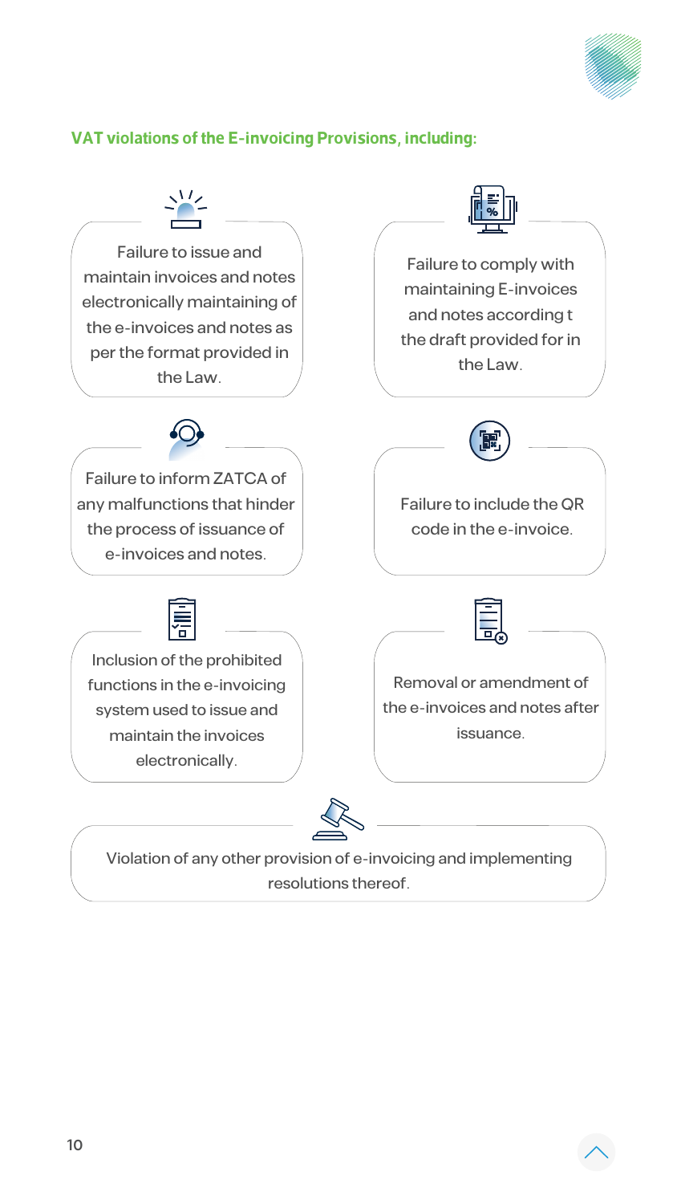## VAT violations of the E-invoicing Provisions, including:

- Failure to issue and maintain invoices and notes electronically maintaining of the e-invoices and notes as per the format provided in the Law.
- Failure to comply with maintaining E-invoices and notes according t the draft provided for in the Law.
- Failure to inform ZATCA of any malfunctions that hinder the process of issuance of e-invoices and notes.
- Failure to include the QR code in the e-invoice.
- Inclusion of the prohibited functions in the e-invoicing system used to issue and maintain the invoices electronically.
- Removal or amendment of the e-invoices and notes after issuance.
- Violation of any other provision of e-invoicing and implementing resolutions thereof.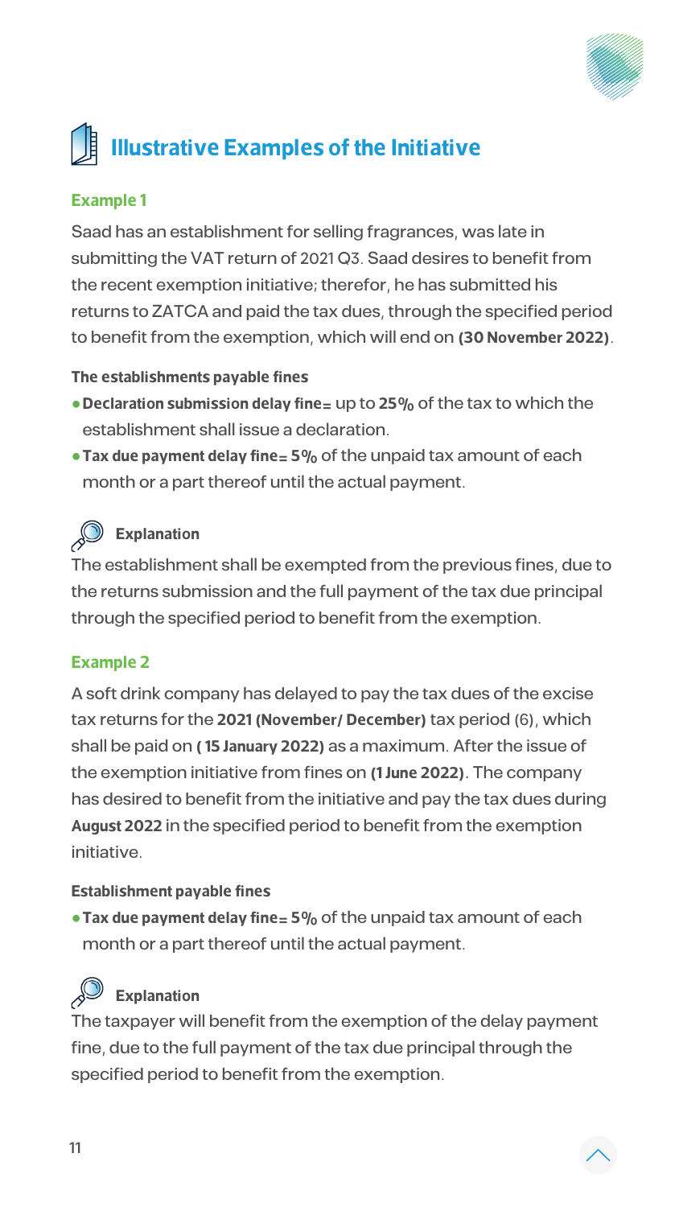# Illustrative Examples of the Initiative

### Example 1

Saad has an establishment for selling fragrances, was late in submitting the VAT return of 2021 Q3. Saad desires to benefit from the recent exemption initiative; therefor, he has submitted his returns to ZATCA and paid the tax dues, through the specified period to benefit from the exemption, which will end on **(30 November 2022)**.

**The establishments payable fines**

- **Declaration submission delay fine=** up to **25%** of the tax to which the establishment shall issue a declaration.
- **Tax due payment delay fine= 5%** of the unpaid tax amount of each month or a part thereof until the actual payment.

**Explanation**

The establishment shall be exempted from the previous fines, due to the returns submission and the full payment of the tax due principal through the specified period to benefit from the exemption.

### Example 2

A soft drink company has delayed to pay the tax dues of the excise tax returns for the **2021 (November/ December)** tax period (6), which shall be paid on **( 15 January 2022)** as a maximum. After the issue of the exemption initiative from fines on **(1 June 2022)**. The company has desired to benefit from the initiative and pay the tax dues during **August 2022** in the specified period to benefit from the exemption initiative.

**Establishment payable fines**

- **Tax due payment delay fine= 5%** of the unpaid tax amount of each month or a part thereof until the actual payment.

**Explanation**

The taxpayer will benefit from the exemption of the delay payment fine, due to the full payment of the tax due principal through the specified period to benefit from the exemption.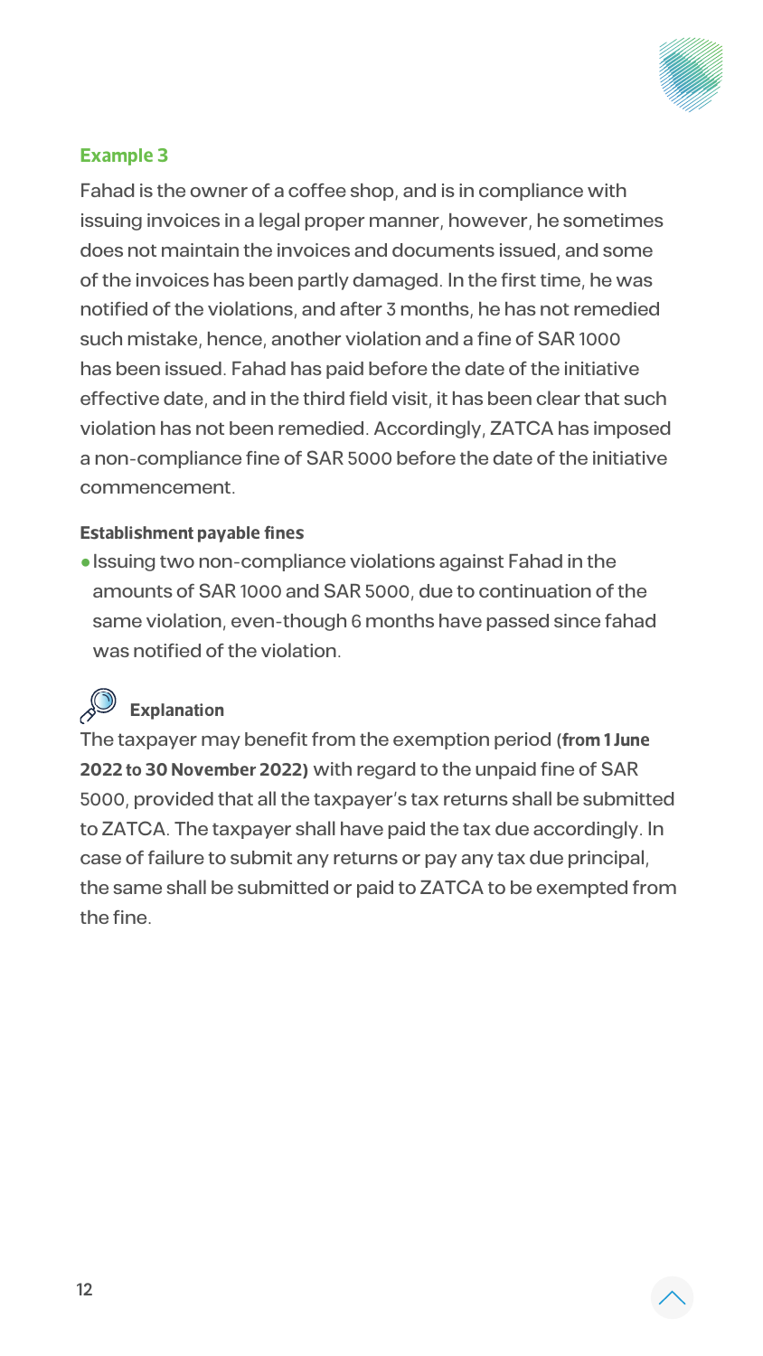### Example 3

Fahad is the owner of a coffee shop, and is in compliance with issuing invoices in a legal proper manner, however, he sometimes does not maintain the invoices and documents issued, and some of the invoices has been partly damaged. In the first time, he was notified of the violations, and after 3 months, he has not remedied such mistake, hence, another violation and a fine of SAR 1000 has been issued. Fahad has paid before the date of the initiative effective date, and in the third field visit, it has been clear that such violation has not been remedied. Accordingly, ZATCA has imposed a non-compliance fine of SAR 5000 before the date of the initiative commencement.

#### Establishment payable fines

- Issuing two non-compliance violations against Fahad in the amounts of SAR 1000 and SAR 5000, due to continuation of the same violation, even-though 6 months have passed since fahad was notified of the violation.

#### Explanation

The taxpayer may benefit from the exemption period (**from 1 June 2022 to 30 November 2022**) with regard to the unpaid fine of SAR 5000, provided that all the taxpayer's tax returns shall be submitted to ZATCA. The taxpayer shall have paid the tax due accordingly. In case of failure to submit any returns or pay any tax due principal, the same shall be submitted or paid to ZATCA to be exempted from the fine.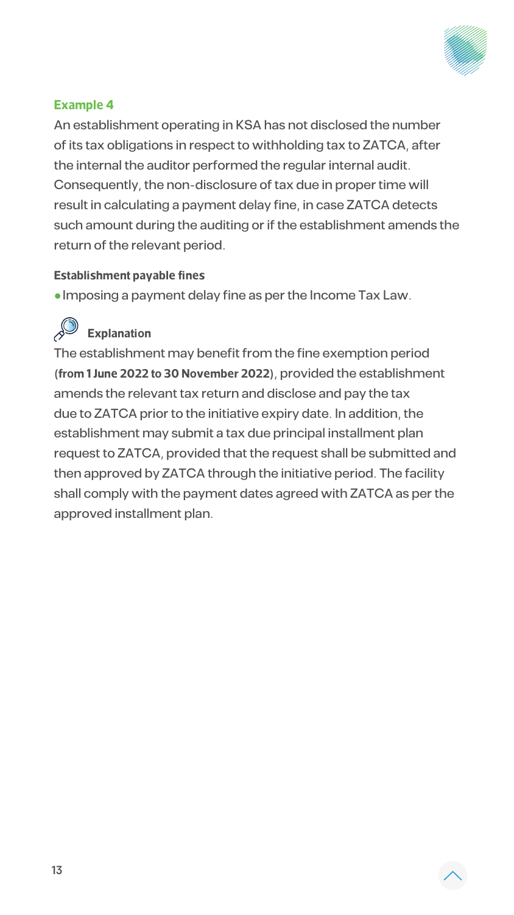### Example 4

An establishment operating in KSA has not disclosed the number of its tax obligations in respect to withholding tax to ZATCA, after the internal the auditor performed the regular internal audit. Consequently, the non-disclosure of tax due in proper time will result in calculating a payment delay fine, in case ZATCA detects such amount during the auditing or if the establishment amends the return of the relevant period.

**Establishment payable fines**

- Imposing a payment delay fine as per the Income Tax Law.

**Explanation**

The establishment may benefit from the fine exemption period (**from 1 June 2022 to 30 November 2022**), provided the establishment amends the relevant tax return and disclose and pay the tax due to ZATCA prior to the initiative expiry date. In addition, the establishment may submit a tax due principal installment plan request to ZATCA, provided that the request shall be submitted and then approved by ZATCA through the initiative period. The facility shall comply with the payment dates agreed with ZATCA as per the approved installment plan.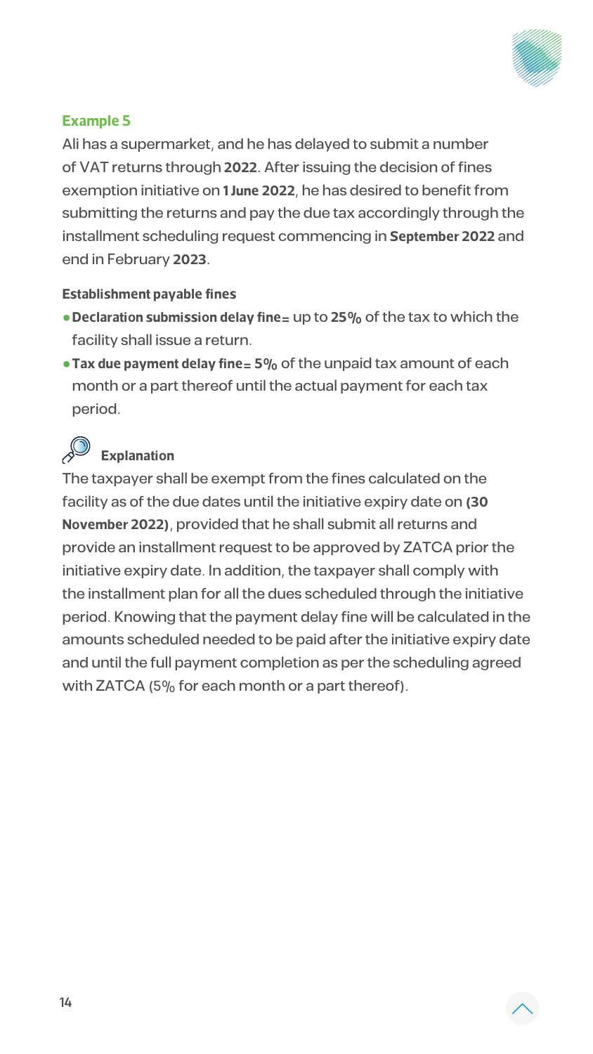### Example 5

Ali has a supermarket, and he has delayed to submit a number of VAT returns through **2022**. After issuing the decision of fines exemption initiative on **1 June 2022**, he has desired to benefit from submitting the returns and pay the due tax accordingly through the installment scheduling request commencing in **September 2022** and end in February **2023**.

**Establishment payable fines**

- **Declaration submission delay fine=** up to **25%** of the tax to which the facility shall issue a return.
- **Tax due payment delay fine= 5%** of the unpaid tax amount of each month or a part thereof until the actual payment for each tax period.

**Explanation**

The taxpayer shall be exempt from the fines calculated on the facility as of the due dates until the initiative expiry date on **(30 November 2022)**, provided that he shall submit all returns and provide an installment request to be approved by ZATCA prior the initiative expiry date. In addition, the taxpayer shall comply with the installment plan for all the dues scheduled through the initiative period. Knowing that the payment delay fine will be calculated in the amounts scheduled needed to be paid after the initiative expiry date and until the full payment completion as per the scheduling agreed with ZATCA (5% for each month or a part thereof).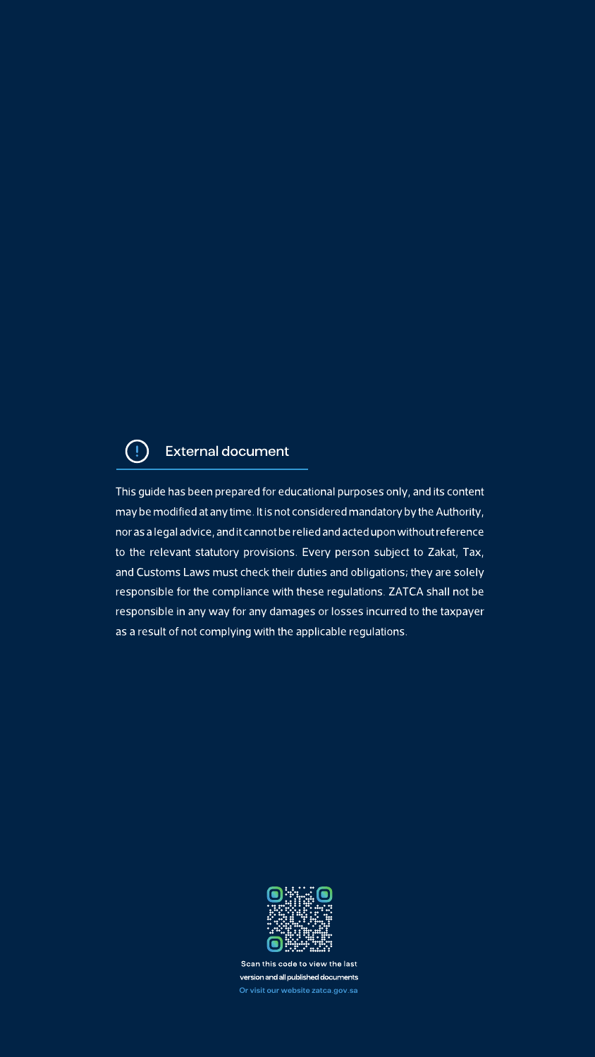## External document

This guide has been prepared for educational purposes only, and its content may be modified at any time. It is not considered mandatory by the Authority, nor as a legal advice, and it cannot be relied and acted upon without reference to the relevant statutory provisions. Every person subject to Zakat, Tax, and Customs Laws must check their duties and obligations; they are solely responsible for the compliance with these regulations. ZATCA shall not be responsible in any way for any damages or losses incurred to the taxpayer as a result of not complying with the applicable regulations.

Scan this code to view the last version and all published documents

Or visit our website zatca.gov.sa